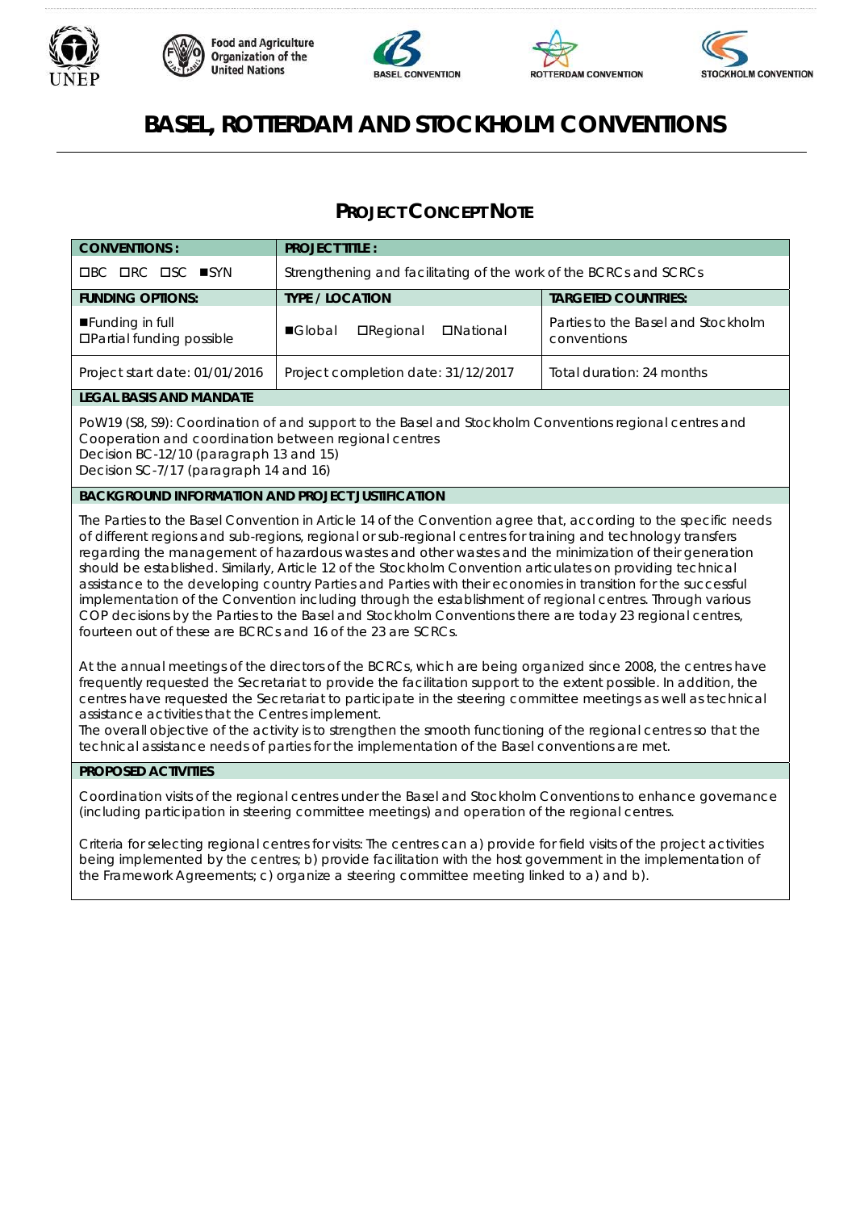# BASEL, ROTTERDAM AND STOCKHOLM CONVENTIONS

## PROJECT CONCEPT NOTE

| CONVENTIONS : | PROJECT TITLE : | |
|---|---|---|
| ☐BC ☐RC ☐SC ■SYN | Strengthening and facilitating of the work of the BCRCs and SCRCs | |
| **FUNDING OPTIONS:** | **TYPE / LOCATION** | **TARGETED COUNTRIES:** |
| ■Funding in full<br>☐Partial funding possible | ■Global ☐Regional ☐National | Parties to the Basel and Stockholm conventions |
| Project start date: 01/01/2016 | Project completion date: 31/12/2017 | Total duration: 24 months |

**LEGAL BASIS AND MANDATE**

PoW19 (S8, S9): Coordination of and support to the Basel and Stockholm Conventions regional centres and Cooperation and coordination between regional centres
Decision BC-12/10 (paragraph 13 and 15)
Decision SC-7/17 (paragraph 14 and 16)

**BACKGROUND INFORMATION AND PROJECT JUSTIFICATION**

The Parties to the Basel Convention in Article 14 of the Convention agree that, according to the specific needs of different regions and sub-regions, regional or sub-regional centres for training and technology transfers regarding the management of hazardous wastes and other wastes and the minimization of their generation should be established. Similarly, Article 12 of the Stockholm Convention articulates on providing technical assistance to the developing country Parties and Parties with their economies in transition for the successful implementation of the Convention including through the establishment of regional centres. Through various COP decisions by the Parties to the Basel and Stockholm Conventions there are today 23 regional centres, fourteen out of these are BCRCs and 16 of the 23 are SCRCs.

At the annual meetings of the directors of the BCRCs, which are being organized since 2008, the centres have frequently requested the Secretariat to provide the facilitation support to the extent possible. In addition, the centres have requested the Secretariat to participate in the steering committee meetings as well as technical assistance activities that the Centres implement.
The overall objective of the activity is to strengthen the smooth functioning of the regional centres so that the technical assistance needs of parties for the implementation of the Basel conventions are met.

**PROPOSED ACTIVITIES**

Coordination visits of the regional centres under the Basel and Stockholm Conventions to enhance governance (including participation in steering committee meetings) and operation of the regional centres.

Criteria for selecting regional centres for visits: The centres can a) provide for field visits of the project activities being implemented by the centres; b) provide facilitation with the host government in the implementation of the Framework Agreements; c) organize a steering committee meeting linked to a) and b).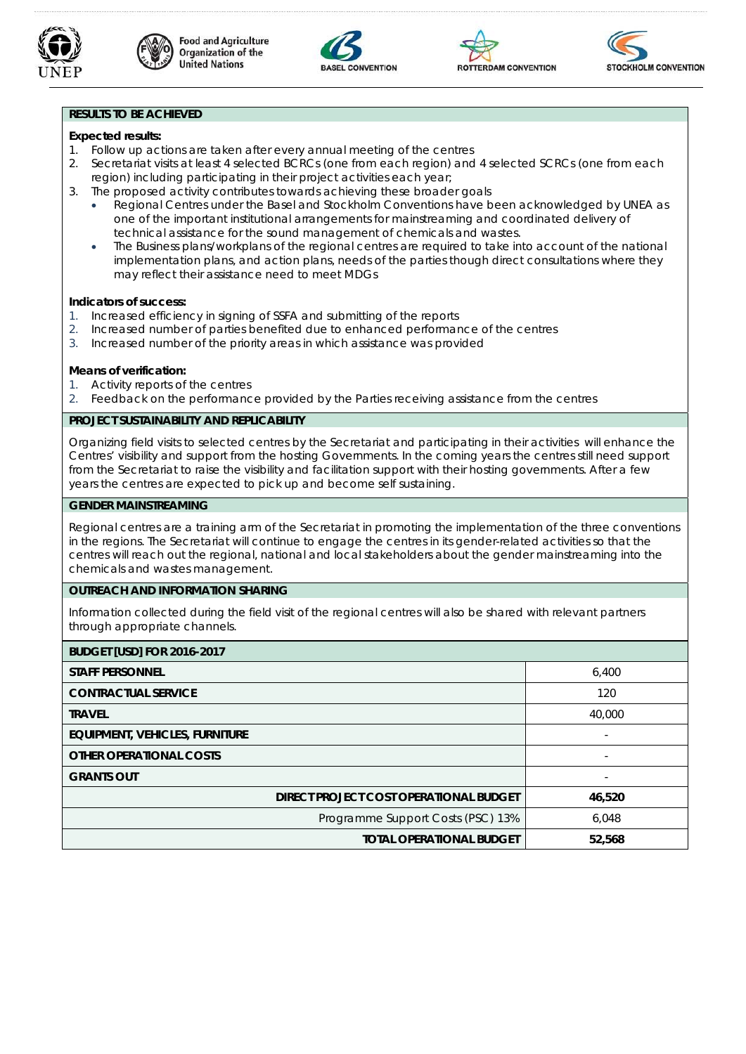## RESULTS TO BE ACHIEVED

**Expected results:**

1. Follow up actions are taken after every annual meeting of the centres
2. Secretariat visits at least 4 selected BCRCs (one from each region) and 4 selected SCRCs (one from each region) including participating in their project activities each year;
3. The proposed activity contributes towards achieving these broader goals
   - Regional Centres under the Basel and Stockholm Conventions have been acknowledged by UNEA as one of the important institutional arrangements for mainstreaming and coordinated delivery of technical assistance for the sound management of chemicals and wastes.
   - The Business plans/workplans of the regional centres are required to take into account of the national implementation plans, and action plans, needs of the parties though direct consultations where they may reflect their assistance need to meet MDGs

**Indicators of success:**

1. Increased efficiency in signing of SSFA and submitting of the reports
2. Increased number of parties benefited due to enhanced performance of the centres
3. Increased number of the priority areas in which assistance was provided

**Means of verification:**

1. Activity reports of the centres
2. Feedback on the performance provided by the Parties receiving assistance from the centres

## PROJECT SUSTAINABILITY AND REPLICABILITY

Organizing field visits to selected centres by the Secretariat and participating in their activities will enhance the Centres' visibility and support from the hosting Governments. In the coming years the centres still need support from the Secretariat to raise the visibility and facilitation support with their hosting governments. After a few years the centres are expected to pick up and become self sustaining.

## GENDER MAINSTREAMING

Regional centres are a training arm of the Secretariat in promoting the implementation of the three conventions in the regions. The Secretariat will continue to engage the centres in its gender-related activities so that the centres will reach out the regional, national and local stakeholders about the gender mainstreaming into the chemicals and wastes management.

## OUTREACH AND INFORMATION SHARING

Information collected during the field visit of the regional centres will also be shared with relevant partners through appropriate channels.

| BUDGET [USD] FOR 2016-2017 | |
|---|---|
| STAFF PERSONNEL | 6,400 |
| CONTRACTUAL SERVICE | 120 |
| TRAVEL | 40,000 |
| EQUIPMENT, VEHICLES, FURNITURE | - |
| OTHER OPERATIONAL COSTS | - |
| GRANTS OUT | - |
| **DIRECT PROJECT COST OPERATIONAL BUDGET** | **46,520** |
| Programme Support Costs (PSC) 13% | 6,048 |
| **TOTAL OPERATIONAL BUDGET** | **52,568** |